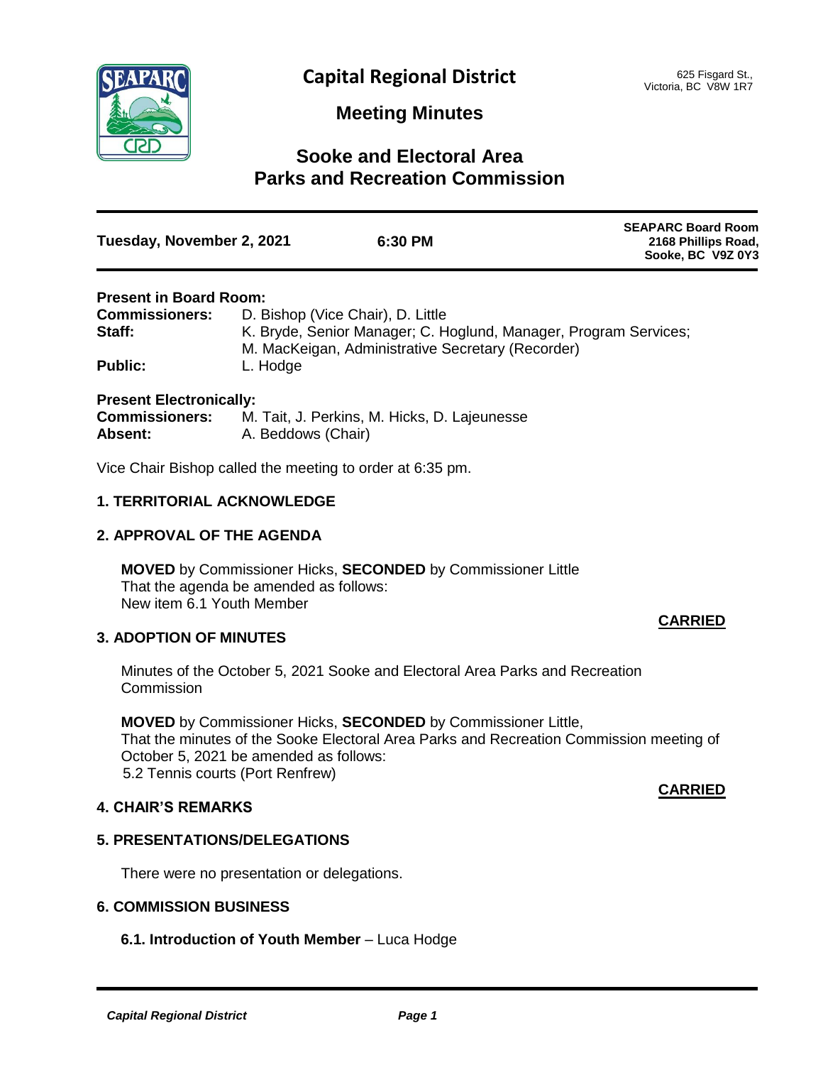# Capital Regional District

625 Fisgard St.,
Victoria, BC V8W 1R7

## Meeting Minutes

## Sooke and Electoral Area Parks and Recreation Commission

**Tuesday, November 2, 2021** | **6:30 PM** | **SEAPARC Board Room 2168 Phillips Road, Sooke, BC V9Z 0Y3**

**Present in Board Room:**
**Commissioners:** D. Bishop (Vice Chair), D. Little
**Staff:** K. Bryde, Senior Manager; C. Hoglund, Manager, Program Services; M. MacKeigan, Administrative Secretary (Recorder)
**Public:** L. Hodge

**Present Electronically:**
**Commissioners:** M. Tait, J. Perkins, M. Hicks, D. Lajeunesse
**Absent:** A. Beddows (Chair)

Vice Chair Bishop called the meeting to order at 6:35 pm.

### 1. TERRITORIAL ACKNOWLEDGE

### 2. APPROVAL OF THE AGENDA

**MOVED** by Commissioner Hicks, **SECONDED** by Commissioner Little
That the agenda be amended as follows:
New item 6.1 Youth Member

**CARRIED**

### 3. ADOPTION OF MINUTES

Minutes of the October 5, 2021 Sooke and Electoral Area Parks and Recreation Commission

**MOVED** by Commissioner Hicks, **SECONDED** by Commissioner Little,
That the minutes of the Sooke Electoral Area Parks and Recreation Commission meeting of October 5, 2021 be amended as follows:
5.2 Tennis courts (Port Renfrew)

**CARRIED**

### 4. CHAIR'S REMARKS

### 5. PRESENTATIONS/DELEGATIONS

There were no presentation or delegations.

### 6. COMMISSION BUSINESS

**6.1. Introduction of Youth Member** – Luca Hodge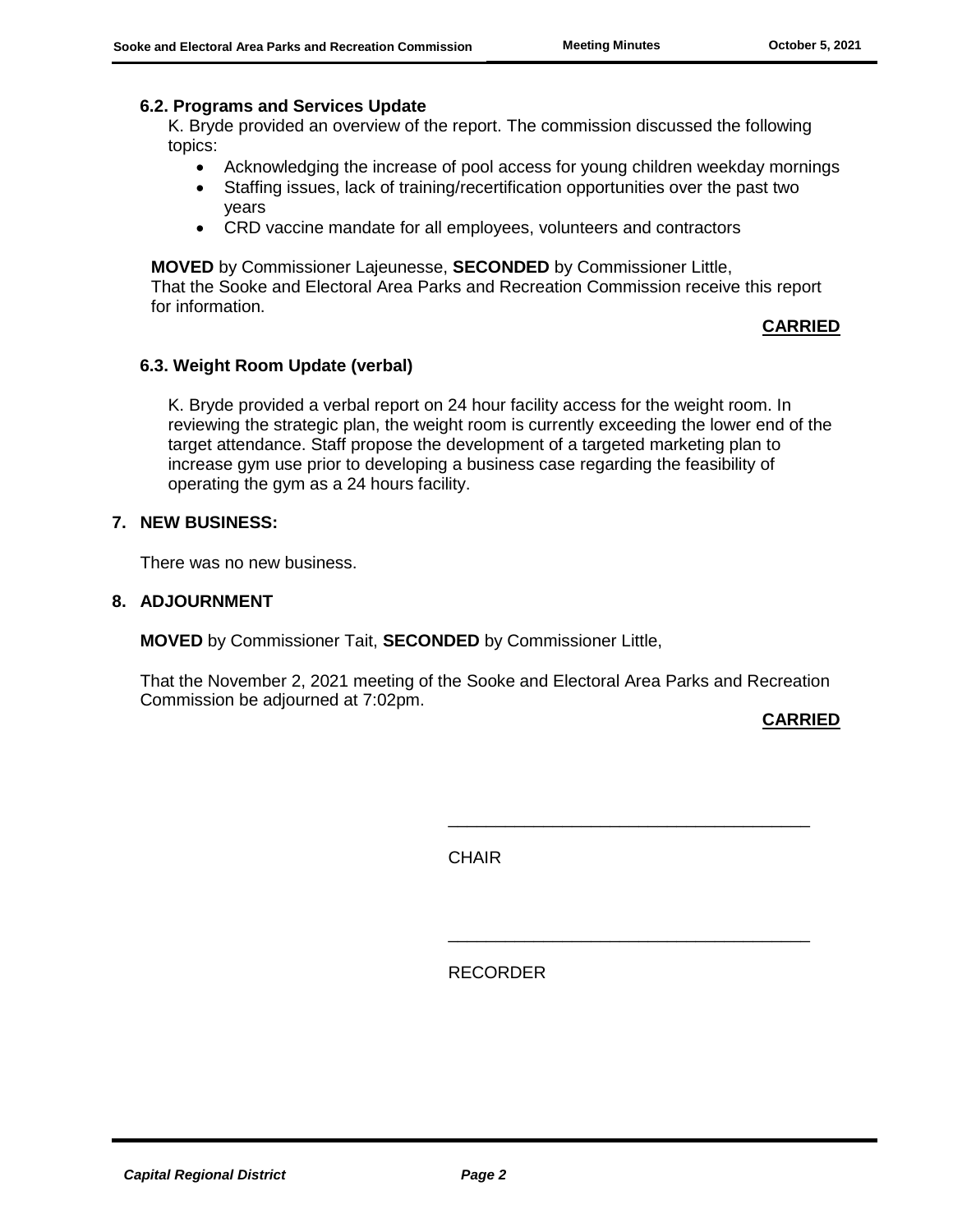### 6.2. Programs and Services Update

K. Bryde provided an overview of the report. The commission discussed the following topics:

- Acknowledging the increase of pool access for young children weekday mornings
- Staffing issues, lack of training/recertification opportunities over the past two years
- CRD vaccine mandate for all employees, volunteers and contractors

**MOVED** by Commissioner Lajeunesse, **SECONDED** by Commissioner Little,
That the Sooke and Electoral Area Parks and Recreation Commission receive this report for information.

**CARRIED**

### 6.3. Weight Room Update (verbal)

K. Bryde provided a verbal report on 24 hour facility access for the weight room. In reviewing the strategic plan, the weight room is currently exceeding the lower end of the target attendance. Staff propose the development of a targeted marketing plan to increase gym use prior to developing a business case regarding the feasibility of operating the gym as a 24 hours facility.

## 7. NEW BUSINESS:

There was no new business.

## 8. ADJOURNMENT

**MOVED** by Commissioner Tait, **SECONDED** by Commissioner Little,

That the November 2, 2021 meeting of the Sooke and Electoral Area Parks and Recreation Commission be adjourned at 7:02pm.

**CARRIED**

\_\_\_\_\_\_\_\_\_\_\_\_\_\_\_\_\_\_\_\_\_\_\_\_\_\_\_\_\_\_\_\_\_\_\_\_\_\_

CHAIR

\_\_\_\_\_\_\_\_\_\_\_\_\_\_\_\_\_\_\_\_\_\_\_\_\_\_\_\_\_\_\_\_\_\_\_\_\_\_

RECORDER